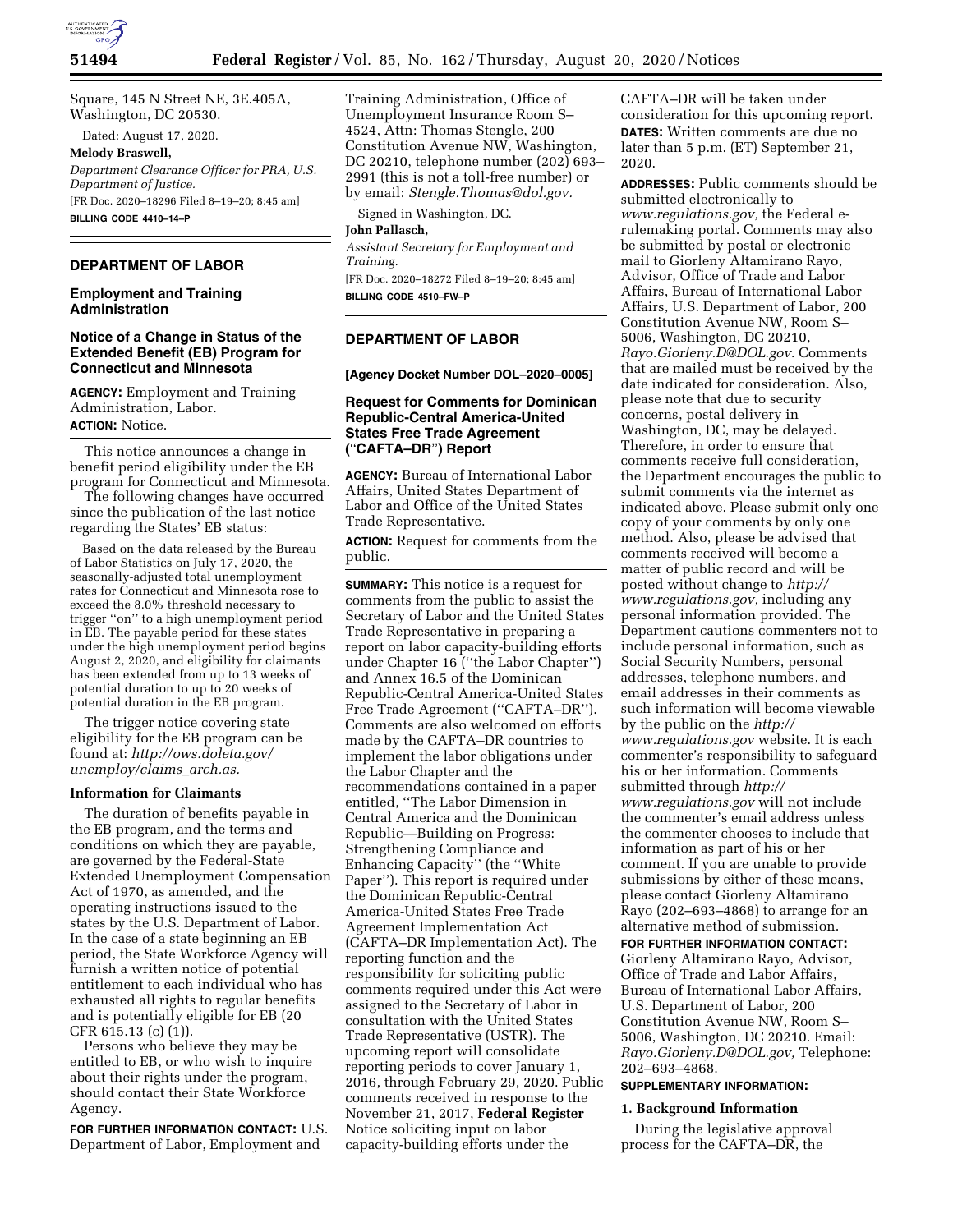Square, 145 N Street NE, 3E.405A, Washington, DC 20530.

Dated: August 17, 2020.

**Melody Braswell,**

*Department Clearance Officer for PRA, U.S. Department of Justice.*

[FR Doc. 2020–18296 Filed 8–19–20; 8:45 am]

**BILLING CODE 4410–14–P**

## DEPARTMENT OF LABOR

### Employment and Training Administration

### Notice of a Change in Status of the Extended Benefit (EB) Program for Connecticut and Minnesota

**AGENCY:** Employment and Training Administration, Labor.

**ACTION:** Notice.

This notice announces a change in benefit period eligibility under the EB program for Connecticut and Minnesota.

The following changes have occurred since the publication of the last notice regarding the States' EB status:

Based on the data released by the Bureau of Labor Statistics on July 17, 2020, the seasonally-adjusted total unemployment rates for Connecticut and Minnesota rose to exceed the 8.0% threshold necessary to trigger "on" to a high unemployment period in EB. The payable period for these states under the high unemployment period begins August 2, 2020, and eligibility for claimants has been extended from up to 13 weeks of potential duration to up to 20 weeks of potential duration in the EB program.

The trigger notice covering state eligibility for the EB program can be found at: *http://ows.doleta.gov/unemploy/claims_arch.as.*

#### Information for Claimants

The duration of benefits payable in the EB program, and the terms and conditions on which they are payable, are governed by the Federal-State Extended Unemployment Compensation Act of 1970, as amended, and the operating instructions issued to the states by the U.S. Department of Labor. In the case of a state beginning an EB period, the State Workforce Agency will furnish a written notice of potential entitlement to each individual who has exhausted all rights to regular benefits and is potentially eligible for EB (20 CFR 615.13 (c) (1)).

Persons who believe they may be entitled to EB, or who wish to inquire about their rights under the program, should contact their State Workforce Agency.

**FOR FURTHER INFORMATION CONTACT:** U.S. Department of Labor, Employment and Training Administration, Office of Unemployment Insurance Room S–4524, Attn: Thomas Stengle, 200 Constitution Avenue NW, Washington, DC 20210, telephone number (202) 693–2991 (this is not a toll-free number) or by email: *Stengle.Thomas@dol.gov.*

Signed in Washington, DC.

**John Pallasch,**

*Assistant Secretary for Employment and Training.*

[FR Doc. 2020–18272 Filed 8–19–20; 8:45 am]

**BILLING CODE 4510–FW–P**

## DEPARTMENT OF LABOR

**[Agency Docket Number DOL–2020–0005]**

### Request for Comments for Dominican Republic-Central America-United States Free Trade Agreement ("CAFTA–DR") Report

**AGENCY:** Bureau of International Labor Affairs, United States Department of Labor and Office of the United States Trade Representative.

**ACTION:** Request for comments from the public.

**SUMMARY:** This notice is a request for comments from the public to assist the Secretary of Labor and the United States Trade Representative in preparing a report on labor capacity-building efforts under Chapter 16 ("the Labor Chapter") and Annex 16.5 of the Dominican Republic-Central America-United States Free Trade Agreement ("CAFTA–DR"). Comments are also welcomed on efforts made by the CAFTA–DR countries to implement the labor obligations under the Labor Chapter and the recommendations contained in a paper entitled, "The Labor Dimension in Central America and the Dominican Republic—Building on Progress: Strengthening Compliance and Enhancing Capacity" (the "White Paper"). This report is required under the Dominican Republic-Central America-United States Free Trade Agreement Implementation Act (CAFTA–DR Implementation Act). The reporting function and the responsibility for soliciting public comments required under this Act were assigned to the Secretary of Labor in consultation with the United States Trade Representative (USTR). The upcoming report will consolidate reporting periods to cover January 1, 2016, through February 29, 2020. Public comments received in response to the November 21, 2017, **Federal Register** Notice soliciting input on labor capacity-building efforts under the CAFTA–DR will be taken under consideration for this upcoming report.

**DATES:** Written comments are due no later than 5 p.m. (ET) September 21, 2020.

**ADDRESSES:** Public comments should be submitted electronically to *www.regulations.gov,* the Federal e-rulemaking portal. Comments may also be submitted by postal or electronic mail to Giorleny Altamirano Rayo, Advisor, Office of Trade and Labor Affairs, Bureau of International Labor Affairs, U.S. Department of Labor, 200 Constitution Avenue NW, Room S–5006, Washington, DC 20210, *Rayo.Giorleny.D@DOL.gov.* Comments that are mailed must be received by the date indicated for consideration. Also, please note that due to security concerns, postal delivery in Washington, DC, may be delayed. Therefore, in order to ensure that comments receive full consideration, the Department encourages the public to submit comments via the internet as indicated above. Please submit only one copy of your comments by only one method. Also, please be advised that comments received will become a matter of public record and will be posted without change to *http://www.regulations.gov,* including any personal information provided. The Department cautions commenters not to include personal information, such as Social Security Numbers, personal addresses, telephone numbers, and email addresses in their comments as such information will become viewable by the public on the *http://www.regulations.gov* website. It is each commenter's responsibility to safeguard his or her information. Comments submitted through *http://www.regulations.gov* will not include the commenter's email address unless the commenter chooses to include that information as part of his or her comment. If you are unable to provide submissions by either of these means, please contact Giorleny Altamirano Rayo (202–693–4868) to arrange for an alternative method of submission.

**FOR FURTHER INFORMATION CONTACT:** Giorleny Altamirano Rayo, Advisor, Office of Trade and Labor Affairs, Bureau of International Labor Affairs, U.S. Department of Labor, 200 Constitution Avenue NW, Room S–5006, Washington, DC 20210. Email: *Rayo.Giorleny.D@DOL.gov,* Telephone: 202–693–4868.

**SUPPLEMENTARY INFORMATION:**

#### 1. Background Information

During the legislative approval process for the CAFTA–DR, the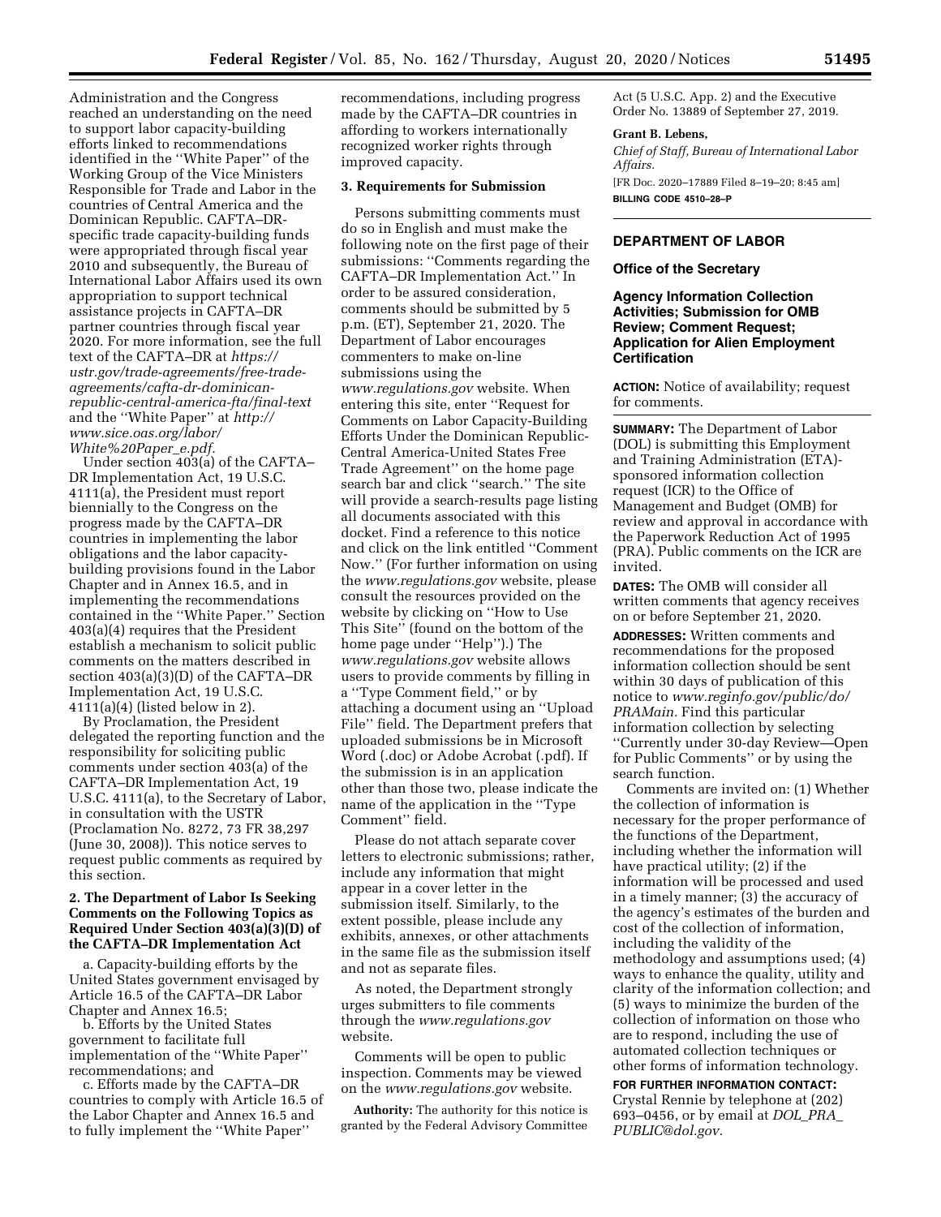Administration and the Congress reached an understanding on the need to support labor capacity-building efforts linked to recommendations identified in the ''White Paper'' of the Working Group of the Vice Ministers Responsible for Trade and Labor in the countries of Central America and the Dominican Republic. CAFTA–DR-specific trade capacity-building funds were appropriated through fiscal year 2010 and subsequently, the Bureau of International Labor Affairs used its own appropriation to support technical assistance projects in CAFTA–DR partner countries through fiscal year 2020. For more information, see the full text of the CAFTA–DR at *https://ustr.gov/trade-agreements/free-trade-agreements/cafta-dr-dominican-republic-central-america-fta/final-text* and the ''White Paper'' at *http://www.sice.oas.org/labor/White%20Paper_e.pdf.*

Under section 403(a) of the CAFTA–DR Implementation Act, 19 U.S.C. 4111(a), the President must report biennially to the Congress on the progress made by the CAFTA–DR countries in implementing the labor obligations and the labor capacity-building provisions found in the Labor Chapter and in Annex 16.5, and in implementing the recommendations contained in the ''White Paper.'' Section 403(a)(4) requires that the President establish a mechanism to solicit public comments on the matters described in section 403(a)(3)(D) of the CAFTA–DR Implementation Act, 19 U.S.C. 4111(a)(4) (listed below in 2).

By Proclamation, the President delegated the reporting function and the responsibility for soliciting public comments under section 403(a) of the CAFTA–DR Implementation Act, 19 U.S.C. 4111(a), to the Secretary of Labor, in consultation with the USTR (Proclamation No. 8272, 73 FR 38,297 (June 30, 2008)). This notice serves to request public comments as required by this section.

### 2. The Department of Labor Is Seeking Comments on the Following Topics as Required Under Section 403(a)(3)(D) of the CAFTA–DR Implementation Act

a. Capacity-building efforts by the United States government envisaged by Article 16.5 of the CAFTA–DR Labor Chapter and Annex 16.5;

b. Efforts by the United States government to facilitate full implementation of the ''White Paper'' recommendations; and

c. Efforts made by the CAFTA–DR countries to comply with Article 16.5 of the Labor Chapter and Annex 16.5 and to fully implement the ''White Paper'' recommendations, including progress made by the CAFTA–DR countries in affording to workers internationally recognized worker rights through improved capacity.

### 3. Requirements for Submission

Persons submitting comments must do so in English and must make the following note on the first page of their submissions: ''Comments regarding the CAFTA–DR Implementation Act.'' In order to be assured consideration, comments should be submitted by 5 p.m. (ET), September 21, 2020. The Department of Labor encourages commenters to make on-line submissions using the *www.regulations.gov* website. When entering this site, enter ''Request for Comments on Labor Capacity-Building Efforts Under the Dominican Republic-Central America-United States Free Trade Agreement'' on the home page search bar and click ''search.'' The site will provide a search-results page listing all documents associated with this docket. Find a reference to this notice and click on the link entitled ''Comment Now.'' (For further information on using the *www.regulations.gov* website, please consult the resources provided on the website by clicking on ''How to Use This Site'' (found on the bottom of the home page under ''Help'').) The *www.regulations.gov* website allows users to provide comments by filling in a ''Type Comment field,'' or by attaching a document using an ''Upload File'' field. The Department prefers that uploaded submissions be in Microsoft Word (.doc) or Adobe Acrobat (.pdf). If the submission is in an application other than those two, please indicate the name of the application in the ''Type Comment'' field.

Please do not attach separate cover letters to electronic submissions; rather, include any information that might appear in a cover letter in the submission itself. Similarly, to the extent possible, please include any exhibits, annexes, or other attachments in the same file as the submission itself and not as separate files.

As noted, the Department strongly urges submitters to file comments through the *www.regulations.gov* website.

Comments will be open to public inspection. Comments may be viewed on the *www.regulations.gov* website.

**Authority:** The authority for this notice is granted by the Federal Advisory Committee Act (5 U.S.C. App. 2) and the Executive Order No. 13889 of September 27, 2019.

**Grant B. Lebens,**

*Chief of Staff, Bureau of International Labor Affairs.*

[FR Doc. 2020–17889 Filed 8–19–20; 8:45 am]

**BILLING CODE 4510–28–P**

## DEPARTMENT OF LABOR

### Office of the Secretary

### Agency Information Collection Activities; Submission for OMB Review; Comment Request; Application for Alien Employment Certification

**ACTION:** Notice of availability; request for comments.

**SUMMARY:** The Department of Labor (DOL) is submitting this Employment and Training Administration (ETA)-sponsored information collection request (ICR) to the Office of Management and Budget (OMB) for review and approval in accordance with the Paperwork Reduction Act of 1995 (PRA). Public comments on the ICR are invited.

**DATES:** The OMB will consider all written comments that agency receives on or before September 21, 2020.

**ADDRESSES:** Written comments and recommendations for the proposed information collection should be sent within 30 days of publication of this notice to *www.reginfo.gov/public/do/PRAMain.* Find this particular information collection by selecting ''Currently under 30-day Review—Open for Public Comments'' or by using the search function.

Comments are invited on: (1) Whether the collection of information is necessary for the proper performance of the functions of the Department, including whether the information will have practical utility; (2) if the information will be processed and used in a timely manner; (3) the accuracy of the agency's estimates of the burden and cost of the collection of information, including the validity of the methodology and assumptions used; (4) ways to enhance the quality, utility and clarity of the information collection; and (5) ways to minimize the burden of the collection of information on those who are to respond, including the use of automated collection techniques or other forms of information technology.

**FOR FURTHER INFORMATION CONTACT:** Crystal Rennie by telephone at (202) 693–0456, or by email at *DOL_PRA_PUBLIC@dol.gov.*